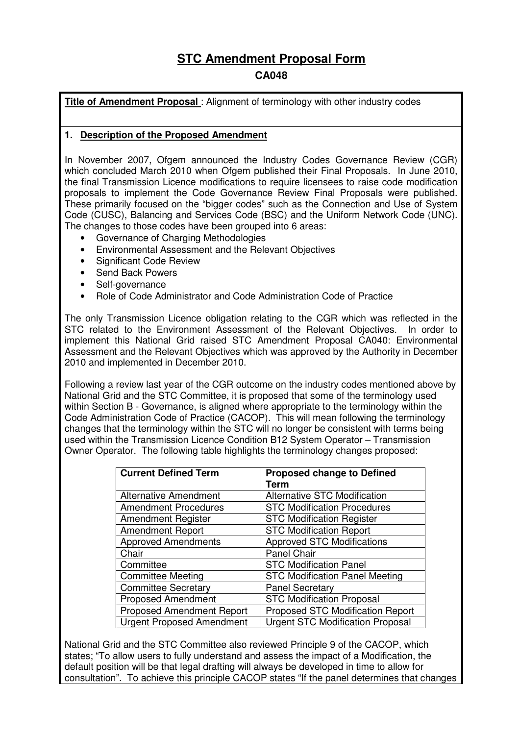# STC Amendment Proposal Form

## CA048

**Title of Amendment Proposal** : Alignment of terminology with other industry codes

### 1. Description of the Proposed Amendment

In November 2007, Ofgem announced the Industry Codes Governance Review (CGR) which concluded March 2010 when Ofgem published their Final Proposals. In June 2010, the final Transmission Licence modifications to require licensees to raise code modification proposals to implement the Code Governance Review Final Proposals were published. These primarily focused on the "bigger codes" such as the Connection and Use of System Code (CUSC), Balancing and Services Code (BSC) and the Uniform Network Code (UNC). The changes to those codes have been grouped into 6 areas:

- Governance of Charging Methodologies
- Environmental Assessment and the Relevant Objectives
- Significant Code Review
- Send Back Powers
- Self-governance
- Role of Code Administrator and Code Administration Code of Practice

The only Transmission Licence obligation relating to the CGR which was reflected in the STC related to the Environment Assessment of the Relevant Objectives. In order to implement this National Grid raised STC Amendment Proposal CA040: Environmental Assessment and the Relevant Objectives which was approved by the Authority in December 2010 and implemented in December 2010.

Following a review last year of the CGR outcome on the industry codes mentioned above by National Grid and the STC Committee, it is proposed that some of the terminology used within Section B - Governance, is aligned where appropriate to the terminology within the Code Administration Code of Practice (CACOP). This will mean following the terminology changes that the terminology within the STC will no longer be consistent with terms being used within the Transmission Licence Condition B12 System Operator – Transmission Owner Operator. The following table highlights the terminology changes proposed:

| Current Defined Term | Proposed change to Defined Term |
|---|---|
| Alternative Amendment | Alternative STC Modification |
| Amendment Procedures | STC Modification Procedures |
| Amendment Register | STC Modification Register |
| Amendment Report | STC Modification Report |
| Approved Amendments | Approved STC Modifications |
| Chair | Panel Chair |
| Committee | STC Modification Panel |
| Committee Meeting | STC Modification Panel Meeting |
| Committee Secretary | Panel Secretary |
| Proposed Amendment | STC Modification Proposal |
| Proposed Amendment Report | Proposed STC Modification Report |
| Urgent Proposed Amendment | Urgent STC Modification Proposal |

National Grid and the STC Committee also reviewed Principle 9 of the CACOP, which states; "To allow users to fully understand and assess the impact of a Modification, the default position will be that legal drafting will always be developed in time to allow for consultation". To achieve this principle CACOP states "If the panel determines that changes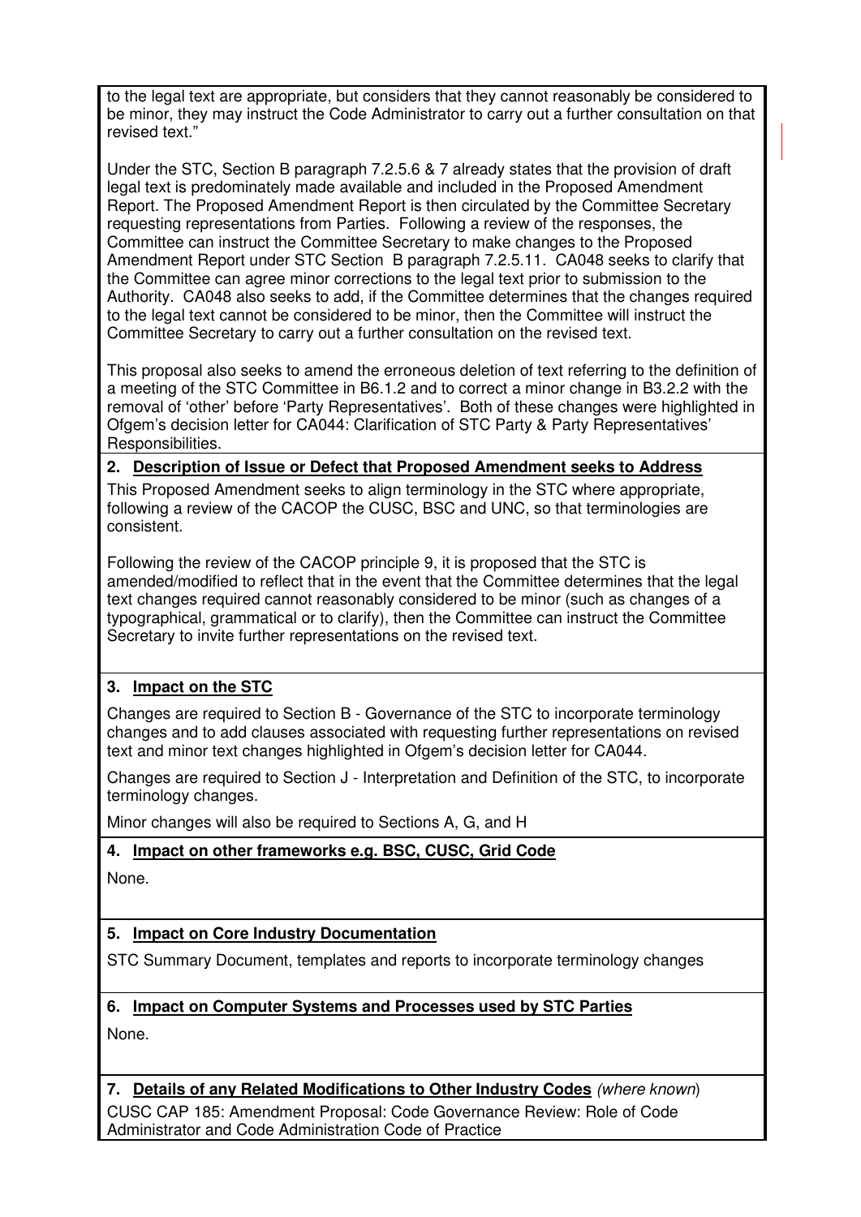to the legal text are appropriate, but considers that they cannot reasonably be considered to be minor, they may instruct the Code Administrator to carry out a further consultation on that revised text."

Under the STC, Section B paragraph 7.2.5.6 & 7 already states that the provision of draft legal text is predominately made available and included in the Proposed Amendment Report. The Proposed Amendment Report is then circulated by the Committee Secretary requesting representations from Parties. Following a review of the responses, the Committee can instruct the Committee Secretary to make changes to the Proposed Amendment Report under STC Section B paragraph 7.2.5.11. CA048 seeks to clarify that the Committee can agree minor corrections to the legal text prior to submission to the Authority. CA048 also seeks to add, if the Committee determines that the changes required to the legal text cannot be considered to be minor, then the Committee will instruct the Committee Secretary to carry out a further consultation on the revised text.

This proposal also seeks to amend the erroneous deletion of text referring to the definition of a meeting of the STC Committee in B6.1.2 and to correct a minor change in B3.2.2 with the removal of 'other' before 'Party Representatives'. Both of these changes were highlighted in Ofgem's decision letter for CA044: Clarification of STC Party & Party Representatives' Responsibilities.

**2. Description of Issue or Defect that Proposed Amendment seeks to Address**

This Proposed Amendment seeks to align terminology in the STC where appropriate, following a review of the CACOP the CUSC, BSC and UNC, so that terminologies are consistent.

Following the review of the CACOP principle 9, it is proposed that the STC is amended/modified to reflect that in the event that the Committee determines that the legal text changes required cannot reasonably considered to be minor (such as changes of a typographical, grammatical or to clarify), then the Committee can instruct the Committee Secretary to invite further representations on the revised text.

**3. Impact on the STC**

Changes are required to Section B - Governance of the STC to incorporate terminology changes and to add clauses associated with requesting further representations on revised text and minor text changes highlighted in Ofgem's decision letter for CA044.

Changes are required to Section J - Interpretation and Definition of the STC, to incorporate terminology changes.

Minor changes will also be required to Sections A, G, and H

**4. Impact on other frameworks e.g. BSC, CUSC, Grid Code**

None.

**5. Impact on Core Industry Documentation**

STC Summary Document, templates and reports to incorporate terminology changes

**6. Impact on Computer Systems and Processes used by STC Parties**

None.

**7. Details of any Related Modifications to Other Industry Codes** *(where known)*

CUSC CAP 185: Amendment Proposal: Code Governance Review: Role of Code Administrator and Code Administration Code of Practice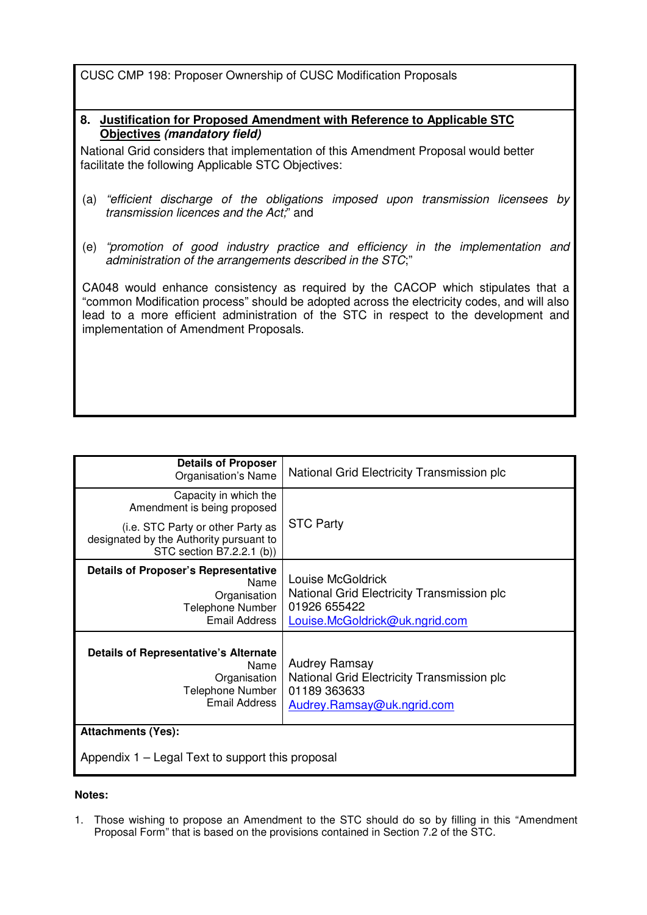CUSC CMP 198: Proposer Ownership of CUSC Modification Proposals

**8. Justification for Proposed Amendment with Reference to Applicable STC Objectives** ***(mandatory field)***

National Grid considers that implementation of this Amendment Proposal would better facilitate the following Applicable STC Objectives:

(a) *"efficient discharge of the obligations imposed upon transmission licensees by transmission licences and the Act;"* and

(e) *"promotion of good industry practice and efficiency in the implementation and administration of the arrangements described in the STC*;"

CA048 would enhance consistency as required by the CACOP which stipulates that a "common Modification process" should be adopted across the electricity codes, and will also lead to a more efficient administration of the STC in respect to the development and implementation of Amendment Proposals.

| | |
|---|---|
| **Details of Proposer**<br>Organisation's Name | National Grid Electricity Transmission plc |
| Capacity in which the Amendment is being proposed<br><br>(i.e. STC Party or other Party as designated by the Authority pursuant to STC section B7.2.2.1 (b)) | STC Party |
| **Details of Proposer's Representative**<br>Name<br>Organisation<br>Telephone Number<br>Email Address | Louise McGoldrick<br>National Grid Electricity Transmission plc<br>01926 655422<br>Louise.McGoldrick@uk.ngrid.com |
| **Details of Representative's Alternate**<br>Name<br>Organisation<br>Telephone Number<br>Email Address | Audrey Ramsay<br>National Grid Electricity Transmission plc<br>01189 363633<br>Audrey.Ramsay@uk.ngrid.com |
| **Attachments (Yes):**<br><br>Appendix 1 – Legal Text to support this proposal | |

**Notes:**

1. Those wishing to propose an Amendment to the STC should do so by filling in this "Amendment Proposal Form" that is based on the provisions contained in Section 7.2 of the STC.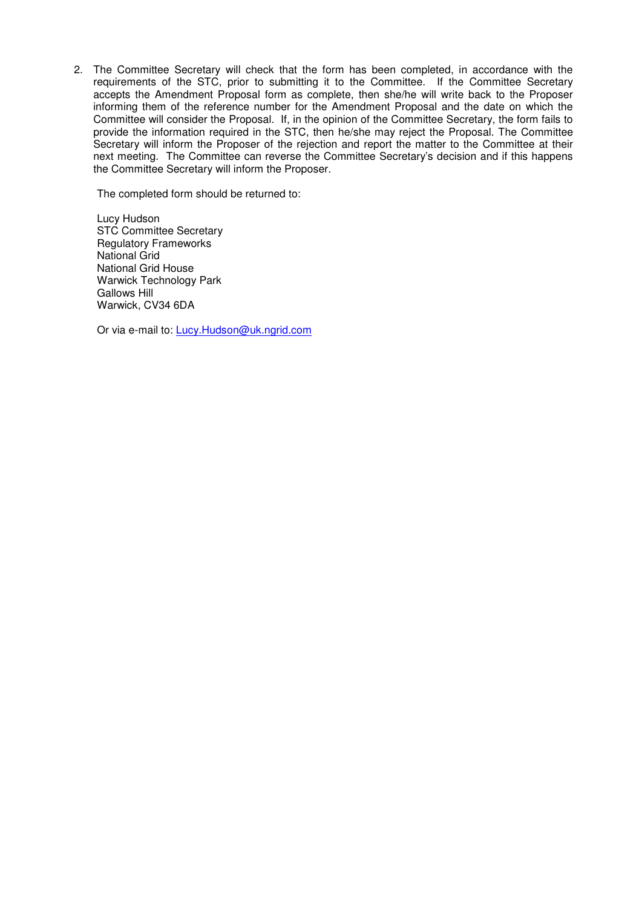2. The Committee Secretary will check that the form has been completed, in accordance with the requirements of the STC, prior to submitting it to the Committee. If the Committee Secretary accepts the Amendment Proposal form as complete, then she/he will write back to the Proposer informing them of the reference number for the Amendment Proposal and the date on which the Committee will consider the Proposal. If, in the opinion of the Committee Secretary, the form fails to provide the information required in the STC, then he/she may reject the Proposal. The Committee Secretary will inform the Proposer of the rejection and report the matter to the Committee at their next meeting. The Committee can reverse the Committee Secretary's decision and if this happens the Committee Secretary will inform the Proposer.

   The completed form should be returned to:

   Lucy Hudson
   STC Committee Secretary
   Regulatory Frameworks
   National Grid
   National Grid House
   Warwick Technology Park
   Gallows Hill
   Warwick, CV34 6DA

   Or via e-mail to: Lucy.Hudson@uk.ngrid.com